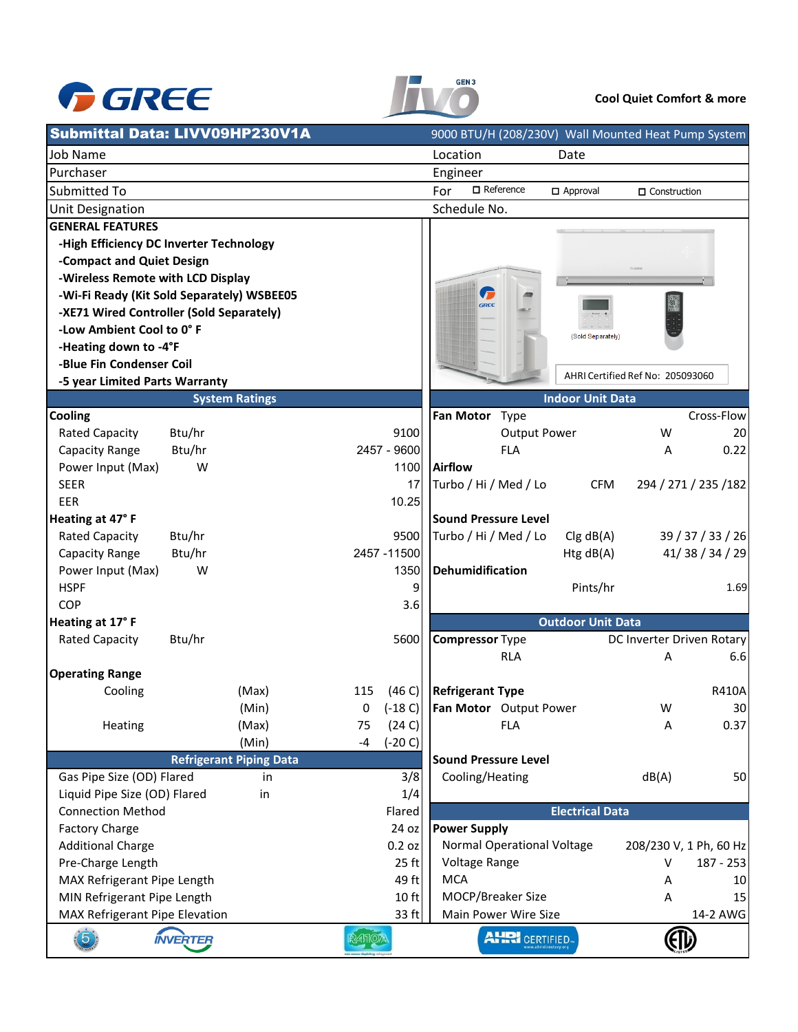GREE | livo GEN 3 | Cool Quiet Comfort & more

## Submittal Data: LIVV09HP230V1A

9000 BTU/H (208/230V) Wall Mounted Heat Pump System

| | |
|---|---|
| Job Name | Location / Date |
| Purchaser | Engineer |
| Submitted To | For ☐ Reference ☐ Approval ☐ Construction |
| Unit Designation | Schedule No. |

### GENERAL FEATURES

- -High Efficiency DC Inverter Technology
- -Compact and Quiet Design
- -Wireless Remote with LCD Display
- -Wi-Fi Ready (Kit Sold Separately) WSBEE05
- -XE71 Wired Controller (Sold Separately)
- -Low Ambient Cool to 0° F
- -Heating down to -4°F
- -Blue Fin Condenser Coil
- -5 year Limited Parts Warranty

(Sold Separately)

AHRI Certified Ref No: 205093060

### System Ratings

| | | |
|---|---|---|
| **Cooling** | | |
| Rated Capacity | Btu/hr | 9100 |
| Capacity Range | Btu/hr | 2457 - 9600 |
| Power Input (Max) | W | 1100 |
| SEER | | 17 |
| EER | | 10.25 |
| **Heating at 47° F** | | |
| Rated Capacity | Btu/hr | 9500 |
| Capacity Range | Btu/hr | 2457 -11500 |
| Power Input (Max) | W | 1350 |
| HSPF | | 9 |
| COP | | 3.6 |
| **Heating at 17° F** | | |
| Rated Capacity | Btu/hr | 5600 |

**Operating Range**

| | | | |
|---|---|---|---|
| Cooling | (Max) | 115 | (46 C) |
| | (Min) | 0 | (-18 C) |
| Heating | (Max) | 75 | (24 C) |
| | (Min) | -4 | (-20 C) |

### Refrigerant Piping Data

| | | |
|---|---|---|
| Gas Pipe Size (OD) Flared | in | 3/8 |
| Liquid Pipe Size (OD) Flared | in | 1/4 |
| Connection Method | | Flared |
| Factory Charge | | 24 oz |
| Additional Charge | | 0.2 oz |
| Pre-Charge Length | | 25 ft |
| MAX Refrigerant Pipe Length | | 49 ft |
| MIN Refrigerant Pipe Length | | 10 ft |
| MAX Refrigerant Pipe Elevation | | 33 ft |

### Indoor Unit Data

| | | | |
|---|---|---|---|
| **Fan Motor** | Type | | Cross-Flow |
| | Output Power | W | 20 |
| | FLA | A | 0.22 |
| **Airflow** | | | |
| Turbo / Hi / Med / Lo | | CFM | 294 / 271 / 235 /182 |
| **Sound Pressure Level** | | | |
| Turbo / Hi / Med / Lo | | Clg dB(A) | 39 / 37 / 33 / 26 |
| | | Htg dB(A) | 41/ 38 / 34 / 29 |
| **Dehumidification** | | | |
| | | Pints/hr | 1.69 |

### Outdoor Unit Data

| | | | |
|---|---|---|---|
| **Compressor** | Type | | DC Inverter Driven Rotary |
| | RLA | A | 6.6 |
| **Refrigerant Type** | | | R410A |
| **Fan Motor** | Output Power | W | 30 |
| | FLA | A | 0.37 |
| **Sound Pressure Level** | | | |
| Cooling/Heating | | dB(A) | 50 |

### Electrical Data

| | | |
|---|---|---|
| **Power Supply** | | |
| Normal Operational Voltage | | 208/230 V, 1 Ph, 60 Hz |
| Voltage Range | V | 187 - 253 |
| MCA | A | 10 |
| MOCP/Breaker Size | A | 15 |
| Main Power Wire Size | | 14-2 AWG |

5 | INVERTER | R410A | AHRI CERTIFIED | ETL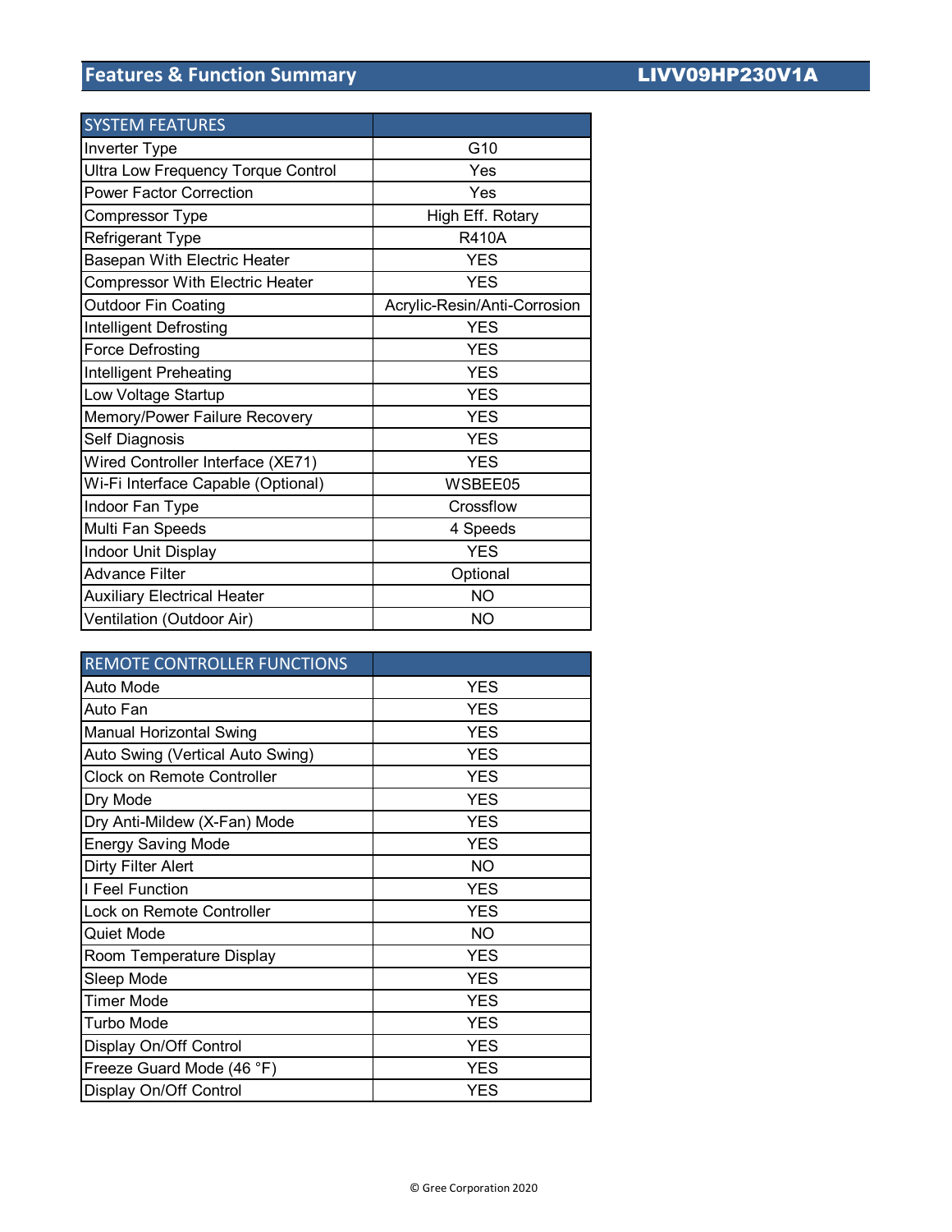## Features & Function Summary LIVV09HP230V1A

| SYSTEM FEATURES | |
|---|---|
| Inverter Type | G10 |
| Ultra Low Frequency Torque Control | Yes |
| Power Factor Correction | Yes |
| Compressor Type | High Eff. Rotary |
| Refrigerant Type | R410A |
| Basepan With Electric Heater | YES |
| Compressor With Electric Heater | YES |
| Outdoor Fin Coating | Acrylic-Resin/Anti-Corrosion |
| Intelligent Defrosting | YES |
| Force Defrosting | YES |
| Intelligent Preheating | YES |
| Low Voltage Startup | YES |
| Memory/Power Failure Recovery | YES |
| Self Diagnosis | YES |
| Wired Controller Interface (XE71) | YES |
| Wi-Fi Interface Capable (Optional) | WSBEE05 |
| Indoor Fan Type | Crossflow |
| Multi Fan Speeds | 4 Speeds |
| Indoor Unit Display | YES |
| Advance Filter | Optional |
| Auxiliary Electrical Heater | NO |
| Ventilation (Outdoor Air) | NO |

| REMOTE CONTROLLER FUNCTIONS | |
|---|---|
| Auto Mode | YES |
| Auto Fan | YES |
| Manual Horizontal Swing | YES |
| Auto Swing (Vertical Auto Swing) | YES |
| Clock on Remote Controller | YES |
| Dry Mode | YES |
| Dry Anti-Mildew (X-Fan) Mode | YES |
| Energy Saving Mode | YES |
| Dirty Filter Alert | NO |
| I Feel Function | YES |
| Lock on Remote Controller | YES |
| Quiet Mode | NO |
| Room Temperature Display | YES |
| Sleep Mode | YES |
| Timer Mode | YES |
| Turbo Mode | YES |
| Display On/Off Control | YES |
| Freeze Guard Mode (46 °F) | YES |
| Display On/Off Control | YES |

© Gree Corporation 2020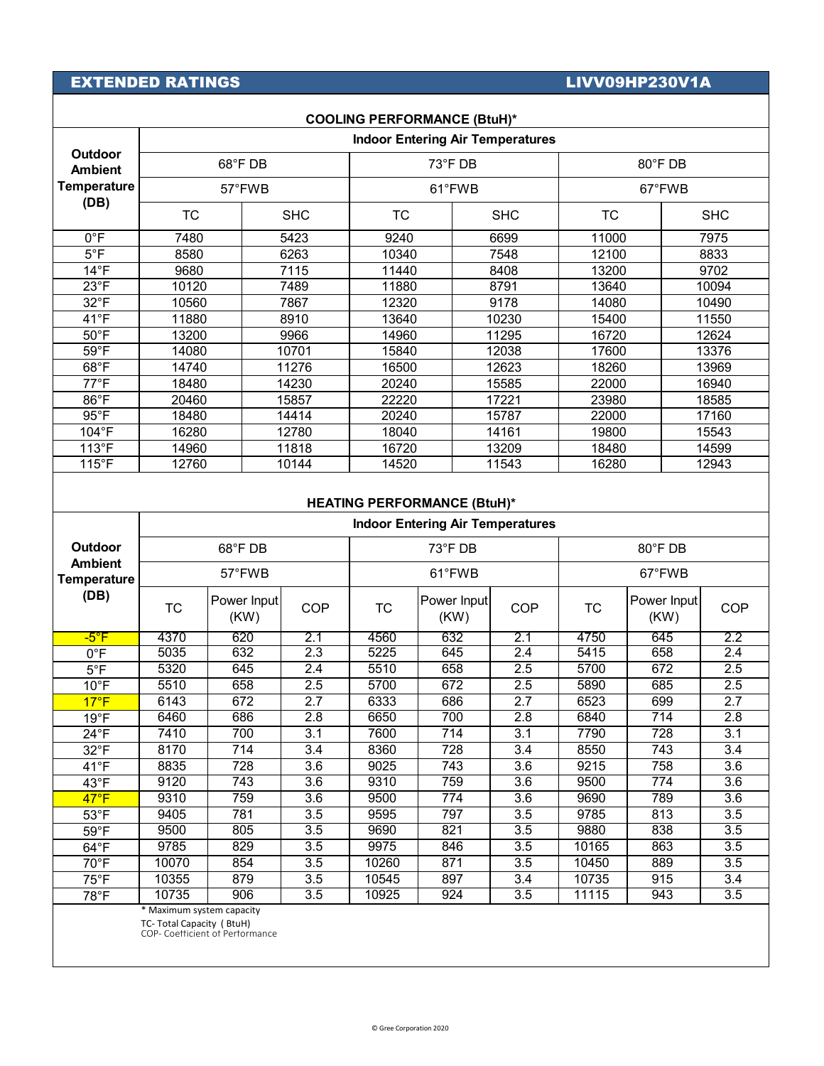## EXTENDED RATINGS — LIVV09HP230V1A

### COOLING PERFORMANCE (BtuH)*

| Outdoor Ambient Temperature (DB) | Indoor Entering Air Temperatures | | | | | |
|---|---|---|---|---|---|---|
| | 68°F DB | | 73°F DB | | 80°F DB | |
| | 57°FWB | | 61°FWB | | 67°FWB | |
| | TC | SHC | TC | SHC | TC | SHC |
| 0°F | 7480 | 5423 | 9240 | 6699 | 11000 | 7975 |
| 5°F | 8580 | 6263 | 10340 | 7548 | 12100 | 8833 |
| 14°F | 9680 | 7115 | 11440 | 8408 | 13200 | 9702 |
| 23°F | 10120 | 7489 | 11880 | 8791 | 13640 | 10094 |
| 32°F | 10560 | 7867 | 12320 | 9178 | 14080 | 10490 |
| 41°F | 11880 | 8910 | 13640 | 10230 | 15400 | 11550 |
| 50°F | 13200 | 9966 | 14960 | 11295 | 16720 | 12624 |
| 59°F | 14080 | 10701 | 15840 | 12038 | 17600 | 13376 |
| 68°F | 14740 | 11276 | 16500 | 12623 | 18260 | 13969 |
| 77°F | 18480 | 14230 | 20240 | 15585 | 22000 | 16940 |
| 86°F | 20460 | 15857 | 22220 | 17221 | 23980 | 18585 |
| 95°F | 18480 | 14414 | 20240 | 15787 | 22000 | 17160 |
| 104°F | 16280 | 12780 | 18040 | 14161 | 19800 | 15543 |
| 113°F | 14960 | 11818 | 16720 | 13209 | 18480 | 14599 |
| 115°F | 12760 | 10144 | 14520 | 11543 | 16280 | 12943 |

### HEATING PERFORMANCE (BtuH)*

| Outdoor Ambient Temperature (DB) | Indoor Entering Air Temperatures | | | | | | | | |
|---|---|---|---|---|---|---|---|---|---|
| | 68°F DB | | | 73°F DB | | | 80°F DB | | |
| | 57°FWB | | | 61°FWB | | | 67°FWB | | |
| | TC | Power Input (KW) | COP | TC | Power Input (KW) | COP | TC | Power Input (KW) | COP |
| -5°F | 4370 | 620 | 2.1 | 4560 | 632 | 2.1 | 4750 | 645 | 2.2 |
| 0°F | 5035 | 632 | 2.3 | 5225 | 645 | 2.4 | 5415 | 658 | 2.4 |
| 5°F | 5320 | 645 | 2.4 | 5510 | 658 | 2.5 | 5700 | 672 | 2.5 |
| 10°F | 5510 | 658 | 2.5 | 5700 | 672 | 2.5 | 5890 | 685 | 2.5 |
| 17°F | 6143 | 672 | 2.7 | 6333 | 686 | 2.7 | 6523 | 699 | 2.7 |
| 19°F | 6460 | 686 | 2.8 | 6650 | 700 | 2.8 | 6840 | 714 | 2.8 |
| 24°F | 7410 | 700 | 3.1 | 7600 | 714 | 3.1 | 7790 | 728 | 3.1 |
| 32°F | 8170 | 714 | 3.4 | 8360 | 728 | 3.4 | 8550 | 743 | 3.4 |
| 41°F | 8835 | 728 | 3.6 | 9025 | 743 | 3.6 | 9215 | 758 | 3.6 |
| 43°F | 9120 | 743 | 3.6 | 9310 | 759 | 3.6 | 9500 | 774 | 3.6 |
| 47°F | 9310 | 759 | 3.6 | 9500 | 774 | 3.6 | 9690 | 789 | 3.6 |
| 53°F | 9405 | 781 | 3.5 | 9595 | 797 | 3.5 | 9785 | 813 | 3.5 |
| 59°F | 9500 | 805 | 3.5 | 9690 | 821 | 3.5 | 9880 | 838 | 3.5 |
| 64°F | 9785 | 829 | 3.5 | 9975 | 846 | 3.5 | 10165 | 863 | 3.5 |
| 70°F | 10070 | 854 | 3.5 | 10260 | 871 | 3.5 | 10450 | 889 | 3.5 |
| 75°F | 10355 | 879 | 3.5 | 10545 | 897 | 3.4 | 10735 | 915 | 3.4 |
| 78°F | 10735 | 906 | 3.5 | 10925 | 924 | 3.5 | 11115 | 943 | 3.5 |

* Maximum system capacity

TC- Total Capacity ( BtuH)

COP- Coefficient of Performance

© Gree Corporation 2020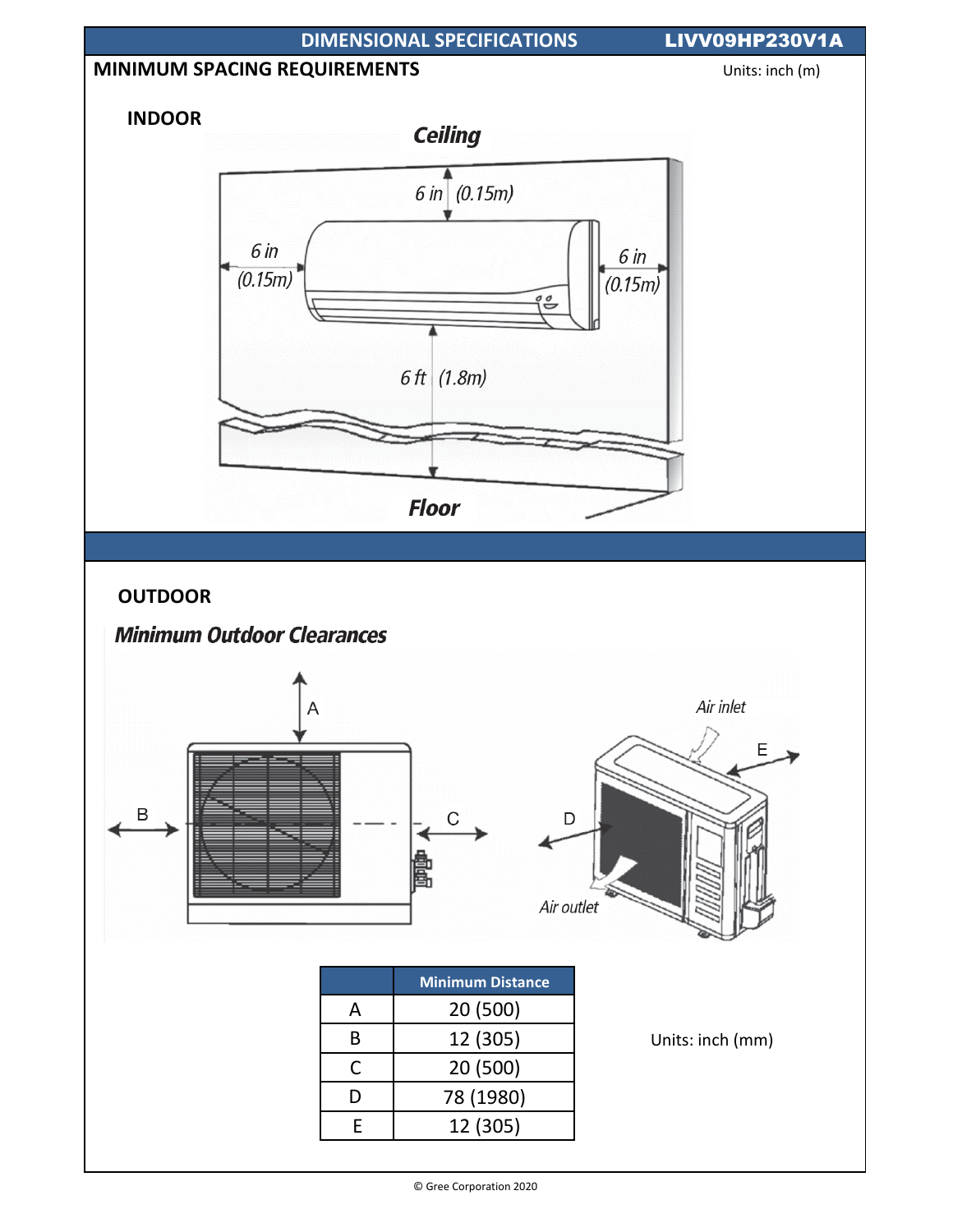## DIMENSIONAL SPECIFICATIONS — LIVV09HP230V1A

### MINIMUM SPACING REQUIREMENTS

Units: inch (m)

**INDOOR**

*Ceiling*

6 in (0.15m)

6 in (0.15m)

6 in (0.15m)

6 ft (1.8m)

*Floor*

**OUTDOOR**

***Minimum Outdoor Clearances***

A

B

C

D

E

*Air inlet*

*Air outlet*

| | Minimum Distance |
|---|---|
| A | 20 (500) |
| B | 12 (305) |
| C | 20 (500) |
| D | 78 (1980) |
| E | 12 (305) |

Units: inch (mm)

© Gree Corporation 2020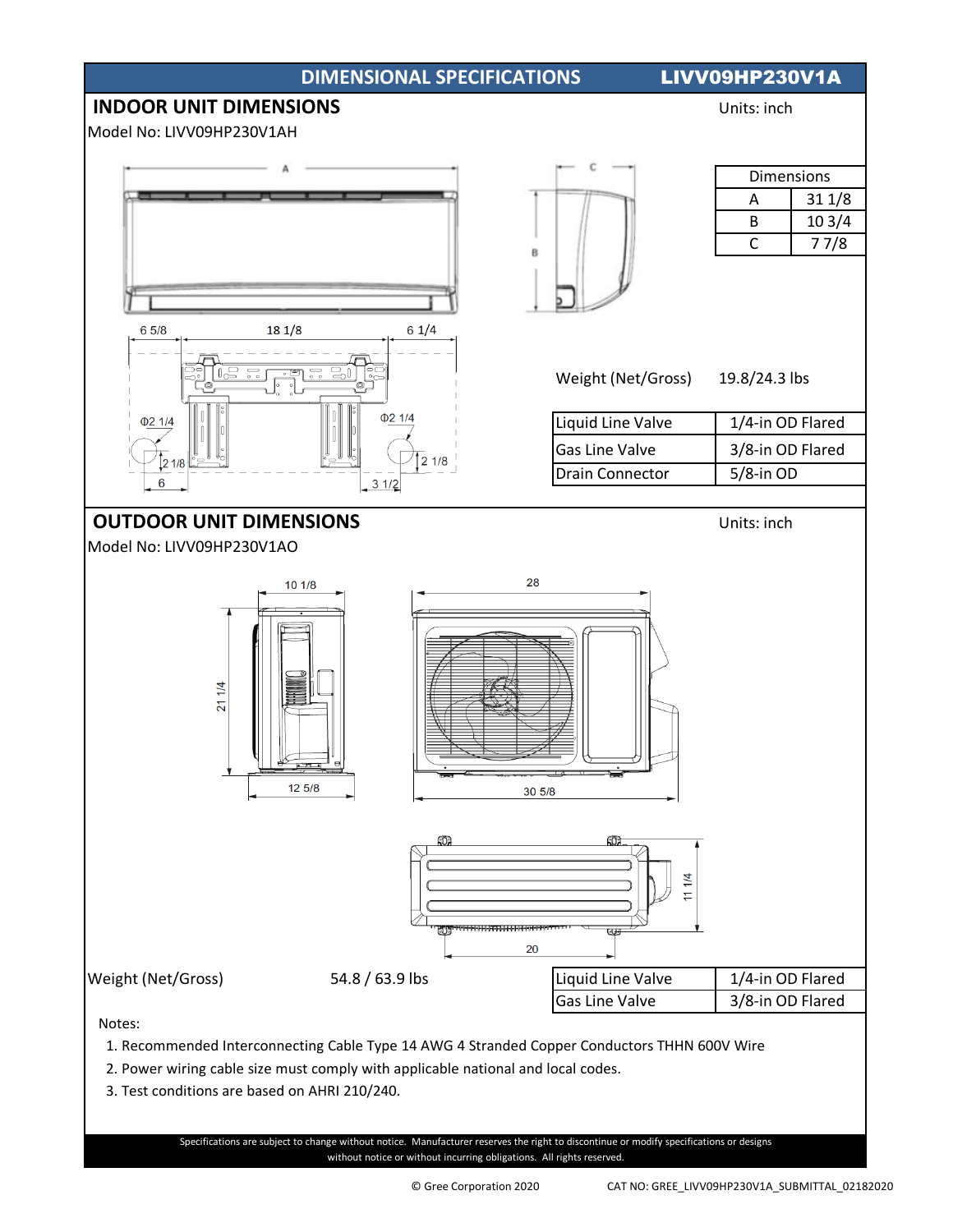## DIMENSIONAL SPECIFICATIONS — LIVV09HP230V1A

### INDOOR UNIT DIMENSIONS

Units: inch

Model No: LIVV09HP230V1AH

A

C

B

6 5/8

18 1/8

6 1/4

Φ2 1/4

Φ2 1/4

2 1/8

2 1/8

6

3 1/2

| Dimensions | |
|---|---|
| A | 31 1/8 |
| B | 10 3/4 |
| C | 7 7/8 |

Weight (Net/Gross) 19.8/24.3 lbs

| | |
|---|---|
| Liquid Line Valve | 1/4-in OD Flared |
| Gas Line Valve | 3/8-in OD Flared |
| Drain Connector | 5/8-in OD |

### OUTDOOR UNIT DIMENSIONS

Units: inch

Model No: LIVV09HP230V1AO

10 1/8

21 1/4

12 5/8

28

30 5/8

11 1/4

20

Weight (Net/Gross) 54.8 / 63.9 lbs

| | |
|---|---|
| Liquid Line Valve | 1/4-in OD Flared |
| Gas Line Valve | 3/8-in OD Flared |

Notes:

1. Recommended Interconnecting Cable Type 14 AWG 4 Stranded Copper Conductors THHN 600V Wire
2. Power wiring cable size must comply with applicable national and local codes.
3. Test conditions are based on AHRI 210/240.

Specifications are subject to change without notice. Manufacturer reserves the right to discontinue or modify specifications or designs without notice or without incurring obligations. All rights reserved.

© Gree Corporation 2020

CAT NO: GREE_LIVV09HP230V1A_SUBMITTAL_02182020